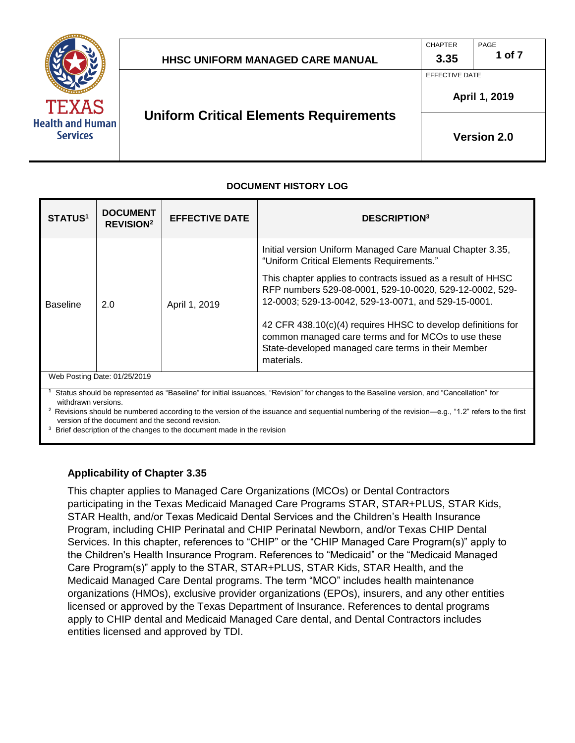# HHSC UNIFORM MANAGED CARE MANUAL

| CHAPTER | PAGE |
|---|---|
| 3.35 | 1 of 7 |

## Uniform Critical Elements Requirements

EFFECTIVE DATE: April 1, 2019

Version 2.0

### DOCUMENT HISTORY LOG

| STATUS[1] | DOCUMENT REVISION[2] | EFFECTIVE DATE | DESCRIPTION[3] |
|---|---|---|---|
| Baseline | 2.0 | April 1, 2019 | Initial version Uniform Managed Care Manual Chapter 3.35, “Uniform Critical Elements Requirements.”<br><br>This chapter applies to contracts issued as a result of HHSC RFP numbers 529-08-0001, 529-10-0020, 529-12-0002, 529-12-0003; 529-13-0042, 529-13-0071, and 529-15-0001.<br><br>42 CFR 438.10(c)(4) requires HHSC to develop definitions for common managed care terms and for MCOs to use these State-developed managed care terms in their Member materials. |

Web Posting Date: 01/25/2019

[1] Status should be represented as “Baseline” for initial issuances, “Revision” for changes to the Baseline version, and “Cancellation” for withdrawn versions.

[2] Revisions should be numbered according to the version of the issuance and sequential numbering of the revision—e.g., “1.2” refers to the first version of the document and the second revision.

[3] Brief description of the changes to the document made in the revision

### Applicability of Chapter 3.35

This chapter applies to Managed Care Organizations (MCOs) or Dental Contractors participating in the Texas Medicaid Managed Care Programs STAR, STAR+PLUS, STAR Kids, STAR Health, and/or Texas Medicaid Dental Services and the Children’s Health Insurance Program, including CHIP Perinatal and CHIP Perinatal Newborn, and/or Texas CHIP Dental Services. In this chapter, references to “CHIP” or the “CHIP Managed Care Program(s)” apply to the Children's Health Insurance Program. References to “Medicaid” or the “Medicaid Managed Care Program(s)” apply to the STAR, STAR+PLUS, STAR Kids, STAR Health, and the Medicaid Managed Care Dental programs. The term “MCO” includes health maintenance organizations (HMOs), exclusive provider organizations (EPOs), insurers, and any other entities licensed or approved by the Texas Department of Insurance. References to dental programs apply to CHIP dental and Medicaid Managed Care dental, and Dental Contractors includes entities licensed and approved by TDI.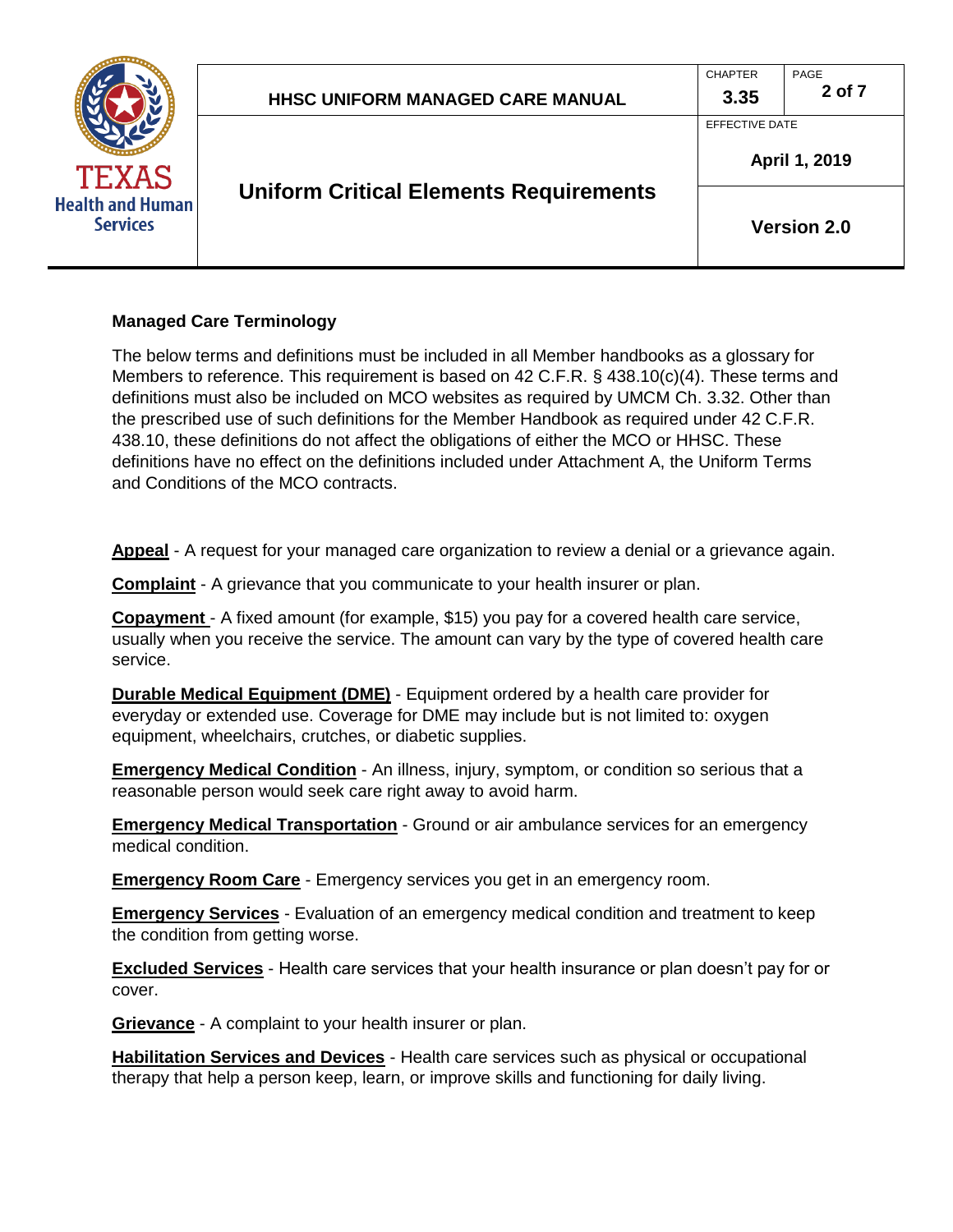### Managed Care Terminology

The below terms and definitions must be included in all Member handbooks as a glossary for Members to reference. This requirement is based on 42 C.F.R. § 438.10(c)(4). These terms and definitions must also be included on MCO websites as required by UMCM Ch. 3.32. Other than the prescribed use of such definitions for the Member Handbook as required under 42 C.F.R. 438.10, these definitions do not affect the obligations of either the MCO or HHSC. These definitions have no effect on the definitions included under Attachment A, the Uniform Terms and Conditions of the MCO contracts.

**Appeal** - A request for your managed care organization to review a denial or a grievance again.

**Complaint** - A grievance that you communicate to your health insurer or plan.

**Copayment** - A fixed amount (for example, $15) you pay for a covered health care service, usually when you receive the service. The amount can vary by the type of covered health care service.

**Durable Medical Equipment (DME)** - Equipment ordered by a health care provider for everyday or extended use. Coverage for DME may include but is not limited to: oxygen equipment, wheelchairs, crutches, or diabetic supplies.

**Emergency Medical Condition** - An illness, injury, symptom, or condition so serious that a reasonable person would seek care right away to avoid harm.

**Emergency Medical Transportation** - Ground or air ambulance services for an emergency medical condition.

**Emergency Room Care** - Emergency services you get in an emergency room.

**Emergency Services** - Evaluation of an emergency medical condition and treatment to keep the condition from getting worse.

**Excluded Services** - Health care services that your health insurance or plan doesn't pay for or cover.

**Grievance** - A complaint to your health insurer or plan.

**Habilitation Services and Devices** - Health care services such as physical or occupational therapy that help a person keep, learn, or improve skills and functioning for daily living.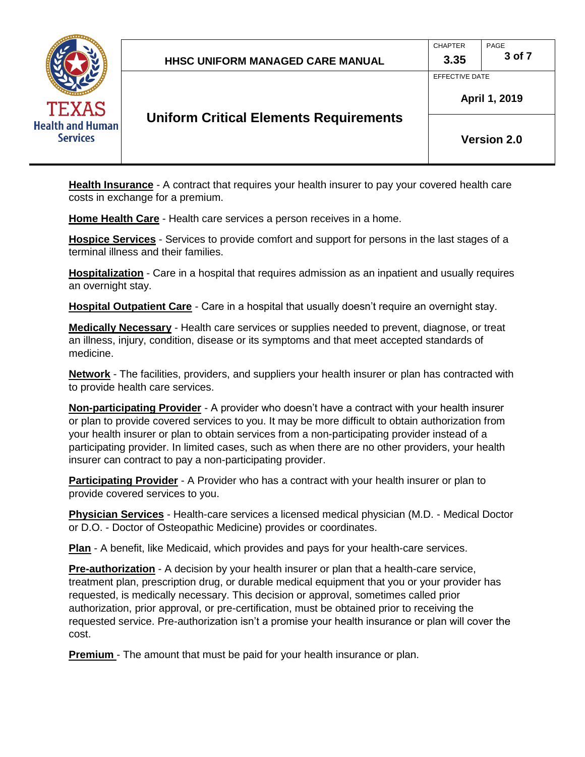**Health Insurance** - A contract that requires your health insurer to pay your covered health care costs in exchange for a premium.

**Home Health Care** - Health care services a person receives in a home.

**Hospice Services** - Services to provide comfort and support for persons in the last stages of a terminal illness and their families.

**Hospitalization** - Care in a hospital that requires admission as an inpatient and usually requires an overnight stay.

**Hospital Outpatient Care** - Care in a hospital that usually doesn't require an overnight stay.

**Medically Necessary** - Health care services or supplies needed to prevent, diagnose, or treat an illness, injury, condition, disease or its symptoms and that meet accepted standards of medicine.

**Network** - The facilities, providers, and suppliers your health insurer or plan has contracted with to provide health care services.

**Non-participating Provider** - A provider who doesn't have a contract with your health insurer or plan to provide covered services to you. It may be more difficult to obtain authorization from your health insurer or plan to obtain services from a non-participating provider instead of a participating provider. In limited cases, such as when there are no other providers, your health insurer can contract to pay a non-participating provider.

**Participating Provider** - A Provider who has a contract with your health insurer or plan to provide covered services to you.

**Physician Services** - Health-care services a licensed medical physician (M.D. - Medical Doctor or D.O. - Doctor of Osteopathic Medicine) provides or coordinates.

**Plan** - A benefit, like Medicaid, which provides and pays for your health-care services.

**Pre-authorization** - A decision by your health insurer or plan that a health-care service, treatment plan, prescription drug, or durable medical equipment that you or your provider has requested, is medically necessary. This decision or approval, sometimes called prior authorization, prior approval, or pre-certification, must be obtained prior to receiving the requested service. Pre-authorization isn't a promise your health insurance or plan will cover the cost.

**Premium** - The amount that must be paid for your health insurance or plan.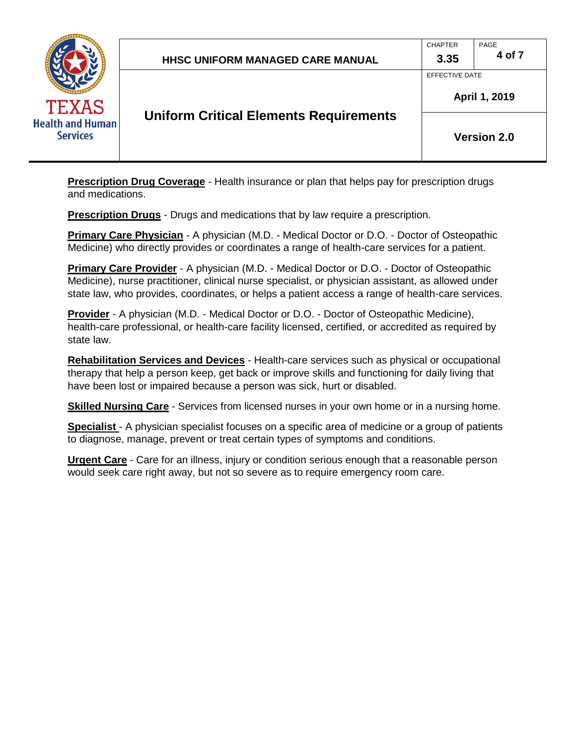**Prescription Drug Coverage** - Health insurance or plan that helps pay for prescription drugs and medications.

**Prescription Drugs** - Drugs and medications that by law require a prescription.

**Primary Care Physician** - A physician (M.D. - Medical Doctor or D.O. - Doctor of Osteopathic Medicine) who directly provides or coordinates a range of health-care services for a patient.

**Primary Care Provider** - A physician (M.D. - Medical Doctor or D.O. - Doctor of Osteopathic Medicine), nurse practitioner, clinical nurse specialist, or physician assistant, as allowed under state law, who provides, coordinates, or helps a patient access a range of health-care services.

**Provider** - A physician (M.D. - Medical Doctor or D.O. - Doctor of Osteopathic Medicine), health-care professional, or health-care facility licensed, certified, or accredited as required by state law.

**Rehabilitation Services and Devices** - Health-care services such as physical or occupational therapy that help a person keep, get back or improve skills and functioning for daily living that have been lost or impaired because a person was sick, hurt or disabled.

**Skilled Nursing Care** - Services from licensed nurses in your own home or in a nursing home.

**Specialist** - A physician specialist focuses on a specific area of medicine or a group of patients to diagnose, manage, prevent or treat certain types of symptoms and conditions.

**Urgent Care** - Care for an illness, injury or condition serious enough that a reasonable person would seek care right away, but not so severe as to require emergency room care.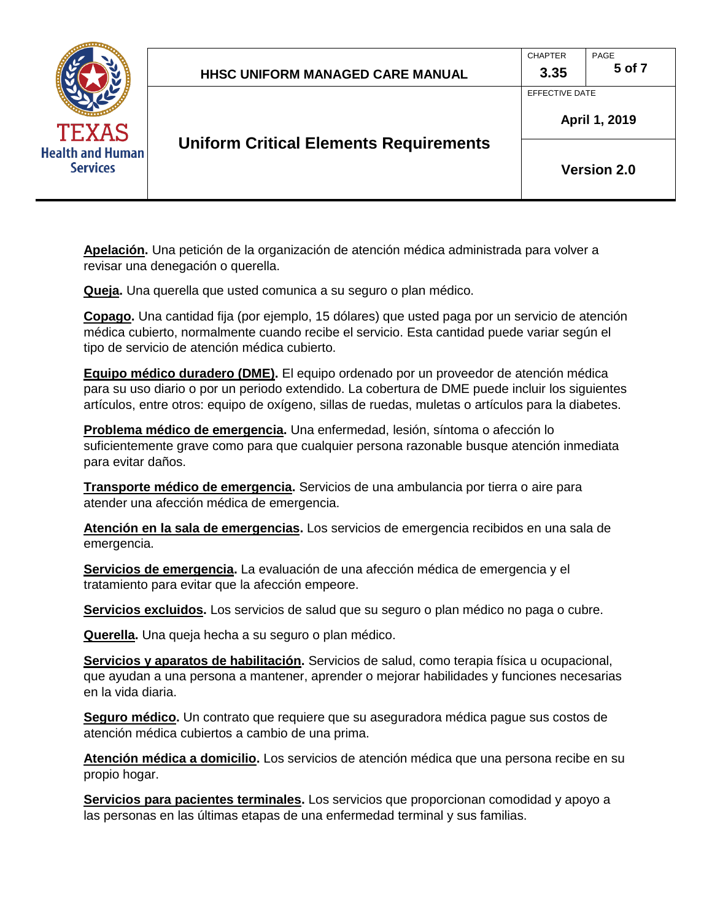**Apelación.** Una petición de la organización de atención médica administrada para volver a revisar una denegación o querella.

**Queja.** Una querella que usted comunica a su seguro o plan médico.

**Copago.** Una cantidad fija (por ejemplo, 15 dólares) que usted paga por un servicio de atención médica cubierto, normalmente cuando recibe el servicio. Esta cantidad puede variar según el tipo de servicio de atención médica cubierto.

**Equipo médico duradero (DME).** El equipo ordenado por un proveedor de atención médica para su uso diario o por un periodo extendido. La cobertura de DME puede incluir los siguientes artículos, entre otros: equipo de oxígeno, sillas de ruedas, muletas o artículos para la diabetes.

**Problema médico de emergencia.** Una enfermedad, lesión, síntoma o afección lo suficientemente grave como para que cualquier persona razonable busque atención inmediata para evitar daños.

**Transporte médico de emergencia.** Servicios de una ambulancia por tierra o aire para atender una afección médica de emergencia.

**Atención en la sala de emergencias.** Los servicios de emergencia recibidos en una sala de emergencia.

**Servicios de emergencia.** La evaluación de una afección médica de emergencia y el tratamiento para evitar que la afección empeore.

**Servicios excluidos.** Los servicios de salud que su seguro o plan médico no paga o cubre.

**Querella.** Una queja hecha a su seguro o plan médico.

**Servicios y aparatos de habilitación.** Servicios de salud, como terapia física u ocupacional, que ayudan a una persona a mantener, aprender o mejorar habilidades y funciones necesarias en la vida diaria.

**Seguro médico.** Un contrato que requiere que su aseguradora médica pague sus costos de atención médica cubiertos a cambio de una prima.

**Atención médica a domicilio.** Los servicios de atención médica que una persona recibe en su propio hogar.

**Servicios para pacientes terminales.** Los servicios que proporcionan comodidad y apoyo a las personas en las últimas etapas de una enfermedad terminal y sus familias.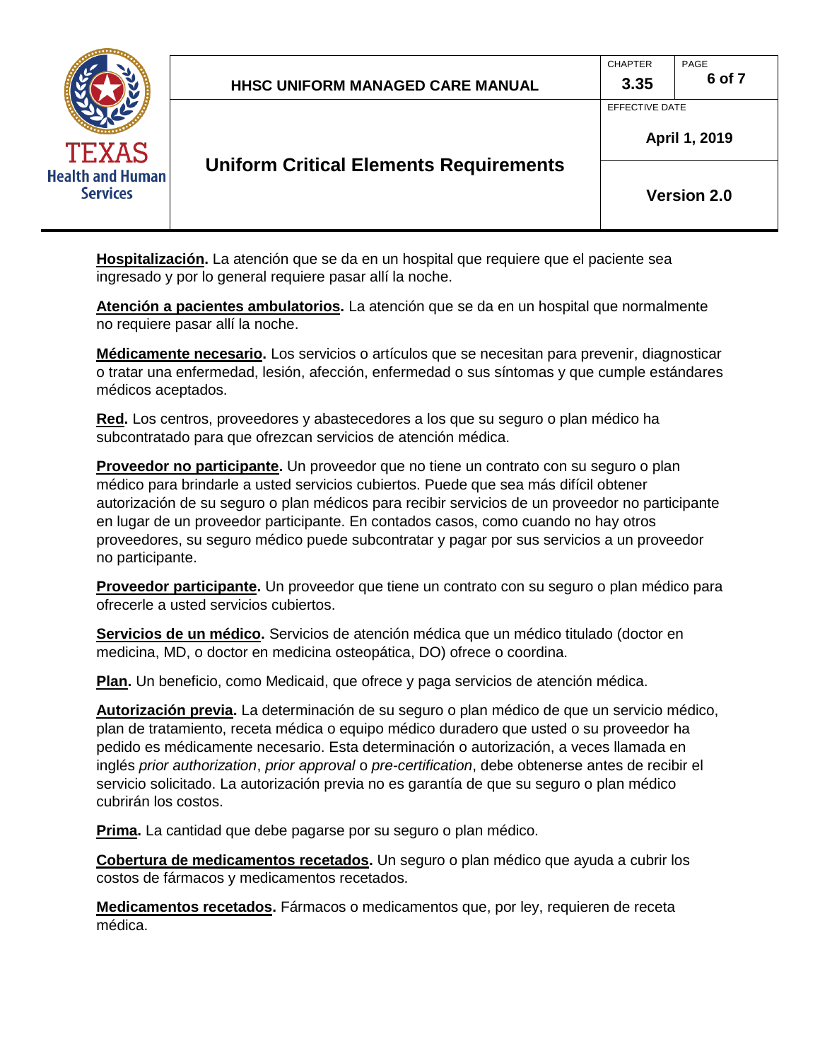**Hospitalización.** La atención que se da en un hospital que requiere que el paciente sea ingresado y por lo general requiere pasar allí la noche.

**Atención a pacientes ambulatorios.** La atención que se da en un hospital que normalmente no requiere pasar allí la noche.

**Médicamente necesario.** Los servicios o artículos que se necesitan para prevenir, diagnosticar o tratar una enfermedad, lesión, afección, enfermedad o sus síntomas y que cumple estándares médicos aceptados.

**Red.** Los centros, proveedores y abastecedores a los que su seguro o plan médico ha subcontratado para que ofrezcan servicios de atención médica.

**Proveedor no participante.** Un proveedor que no tiene un contrato con su seguro o plan médico para brindarle a usted servicios cubiertos. Puede que sea más difícil obtener autorización de su seguro o plan médicos para recibir servicios de un proveedor no participante en lugar de un proveedor participante. En contados casos, como cuando no hay otros proveedores, su seguro médico puede subcontratar y pagar por sus servicios a un proveedor no participante.

**Proveedor participante.** Un proveedor que tiene un contrato con su seguro o plan médico para ofrecerle a usted servicios cubiertos.

**Servicios de un médico.** Servicios de atención médica que un médico titulado (doctor en medicina, MD, o doctor en medicina osteopática, DO) ofrece o coordina.

**Plan.** Un beneficio, como Medicaid, que ofrece y paga servicios de atención médica.

**Autorización previa.** La determinación de su seguro o plan médico de que un servicio médico, plan de tratamiento, receta médica o equipo médico duradero que usted o su proveedor ha pedido es médicamente necesario. Esta determinación o autorización, a veces llamada en inglés *prior authorization*, *prior approval* o *pre-certification*, debe obtenerse antes de recibir el servicio solicitado. La autorización previa no es garantía de que su seguro o plan médico cubrirán los costos.

**Prima.** La cantidad que debe pagarse por su seguro o plan médico.

**Cobertura de medicamentos recetados.** Un seguro o plan médico que ayuda a cubrir los costos de fármacos y medicamentos recetados.

**Medicamentos recetados.** Fármacos o medicamentos que, por ley, requieren de receta médica.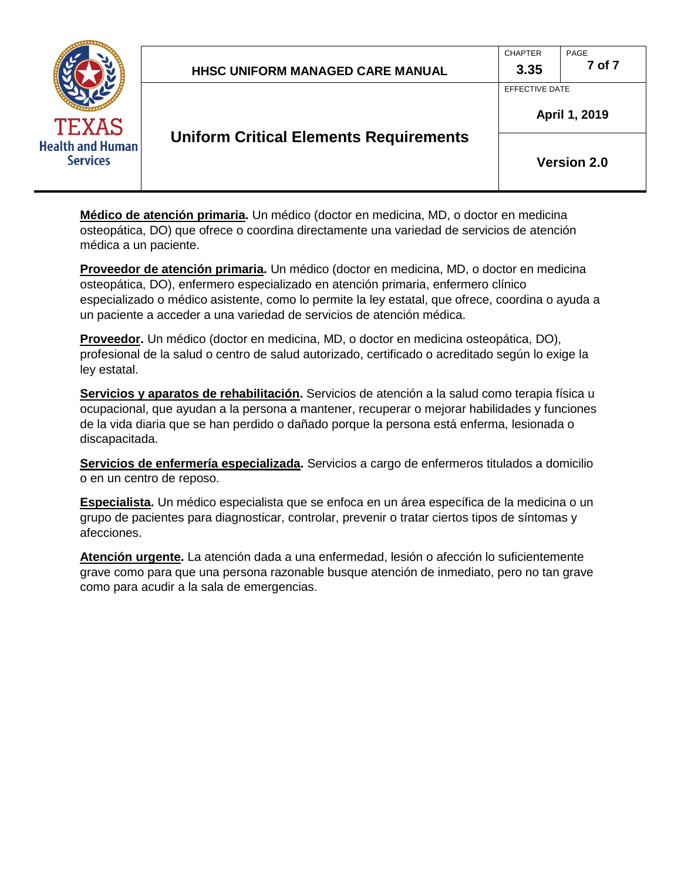**Médico de atención primaria.** Un médico (doctor en medicina, MD, o doctor en medicina osteopática, DO) que ofrece o coordina directamente una variedad de servicios de atención médica a un paciente.

**Proveedor de atención primaria.** Un médico (doctor en medicina, MD, o doctor en medicina osteopática, DO), enfermero especializado en atención primaria, enfermero clínico especializado o médico asistente, como lo permite la ley estatal, que ofrece, coordina o ayuda a un paciente a acceder a una variedad de servicios de atención médica.

**Proveedor.** Un médico (doctor en medicina, MD, o doctor en medicina osteopática, DO), profesional de la salud o centro de salud autorizado, certificado o acreditado según lo exige la ley estatal.

**Servicios y aparatos de rehabilitación.** Servicios de atención a la salud como terapia física u ocupacional, que ayudan a la persona a mantener, recuperar o mejorar habilidades y funciones de la vida diaria que se han perdido o dañado porque la persona está enferma, lesionada o discapacitada.

**Servicios de enfermería especializada.** Servicios a cargo de enfermeros titulados a domicilio o en un centro de reposo.

**Especialista.** Un médico especialista que se enfoca en un área específica de la medicina o un grupo de pacientes para diagnosticar, controlar, prevenir o tratar ciertos tipos de síntomas y afecciones.

**Atención urgente.** La atención dada a una enfermedad, lesión o afección lo suficientemente grave como para que una persona razonable busque atención de inmediato, pero no tan grave como para acudir a la sala de emergencias.